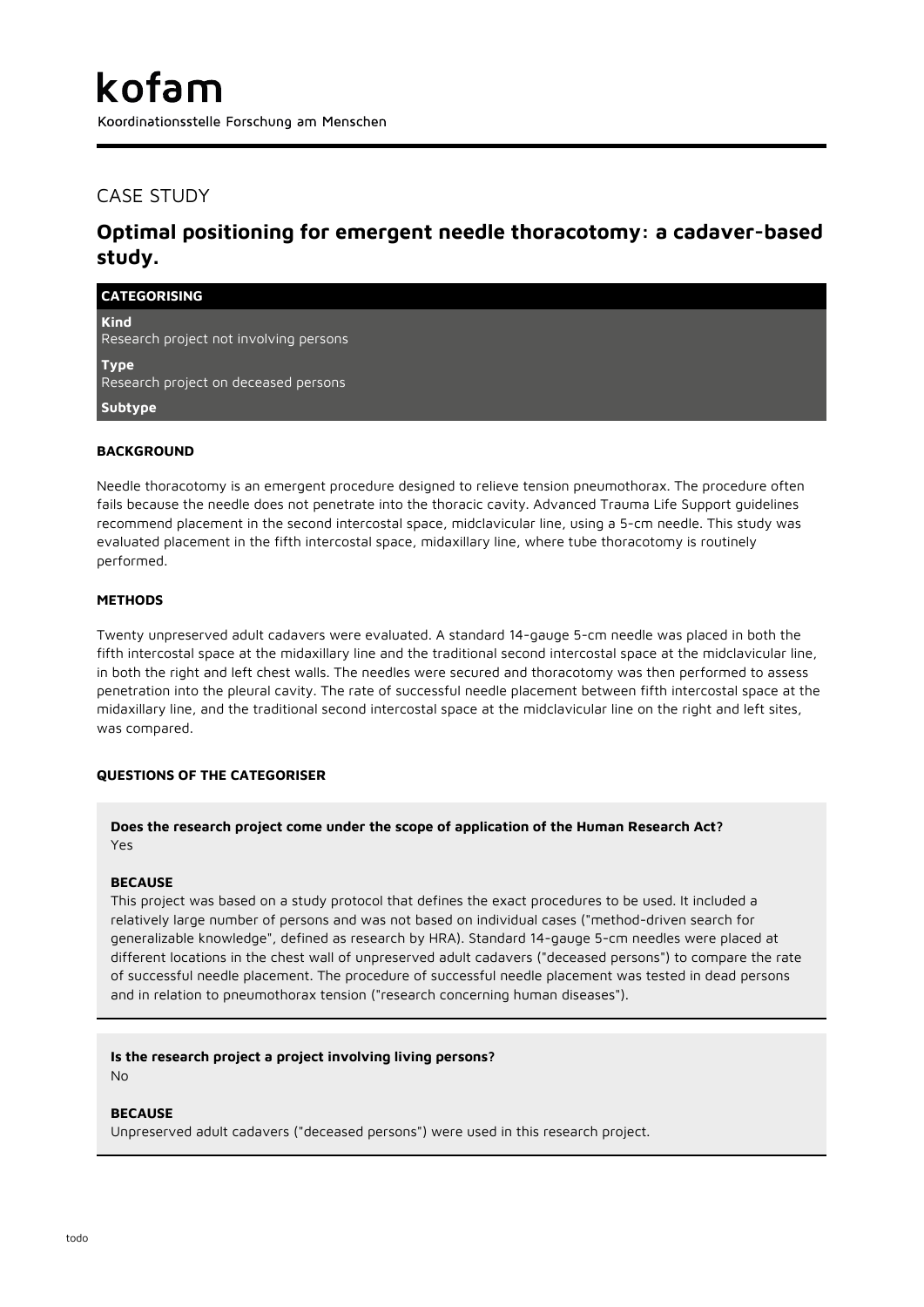kofam

Koordinationsstelle Forschung am Menschen

CASE STUDY

# Optimal positioning for emergent needle thoracotomy: a cadaver-based study.

**CATEGORISING**

**Kind**
Research project not involving persons

**Type**
Research project on deceased persons

**Subtype**

### BACKGROUND

Needle thoracotomy is an emergent procedure designed to relieve tension pneumothorax. The procedure often fails because the needle does not penetrate into the thoracic cavity. Advanced Trauma Life Support guidelines recommend placement in the second intercostal space, midclavicular line, using a 5-cm needle. This study was evaluated placement in the fifth intercostal space, midaxillary line, where tube thoracotomy is routinely performed.

### METHODS

Twenty unpreserved adult cadavers were evaluated. A standard 14-gauge 5-cm needle was placed in both the fifth intercostal space at the midaxillary line and the traditional second intercostal space at the midclavicular line, in both the right and left chest walls. The needles were secured and thoracotomy was then performed to assess penetration into the pleural cavity. The rate of successful needle placement between fifth intercostal space at the midaxillary line, and the traditional second intercostal space at the midclavicular line on the right and left sites, was compared.

### QUESTIONS OF THE CATEGORISER

**Does the research project come under the scope of application of the Human Research Act?**
Yes

**BECAUSE**
This project was based on a study protocol that defines the exact procedures to be used. It included a relatively large number of persons and was not based on individual cases ("method-driven search for generalizable knowledge", defined as research by HRA). Standard 14-gauge 5-cm needles were placed at different locations in the chest wall of unpreserved adult cadavers ("deceased persons") to compare the rate of successful needle placement. The procedure of successful needle placement was tested in dead persons and in relation to pneumothorax tension ("research concerning human diseases").

**Is the research project a project involving living persons?**
No

**BECAUSE**
Unpreserved adult cadavers ("deceased persons") were used in this research project.

todo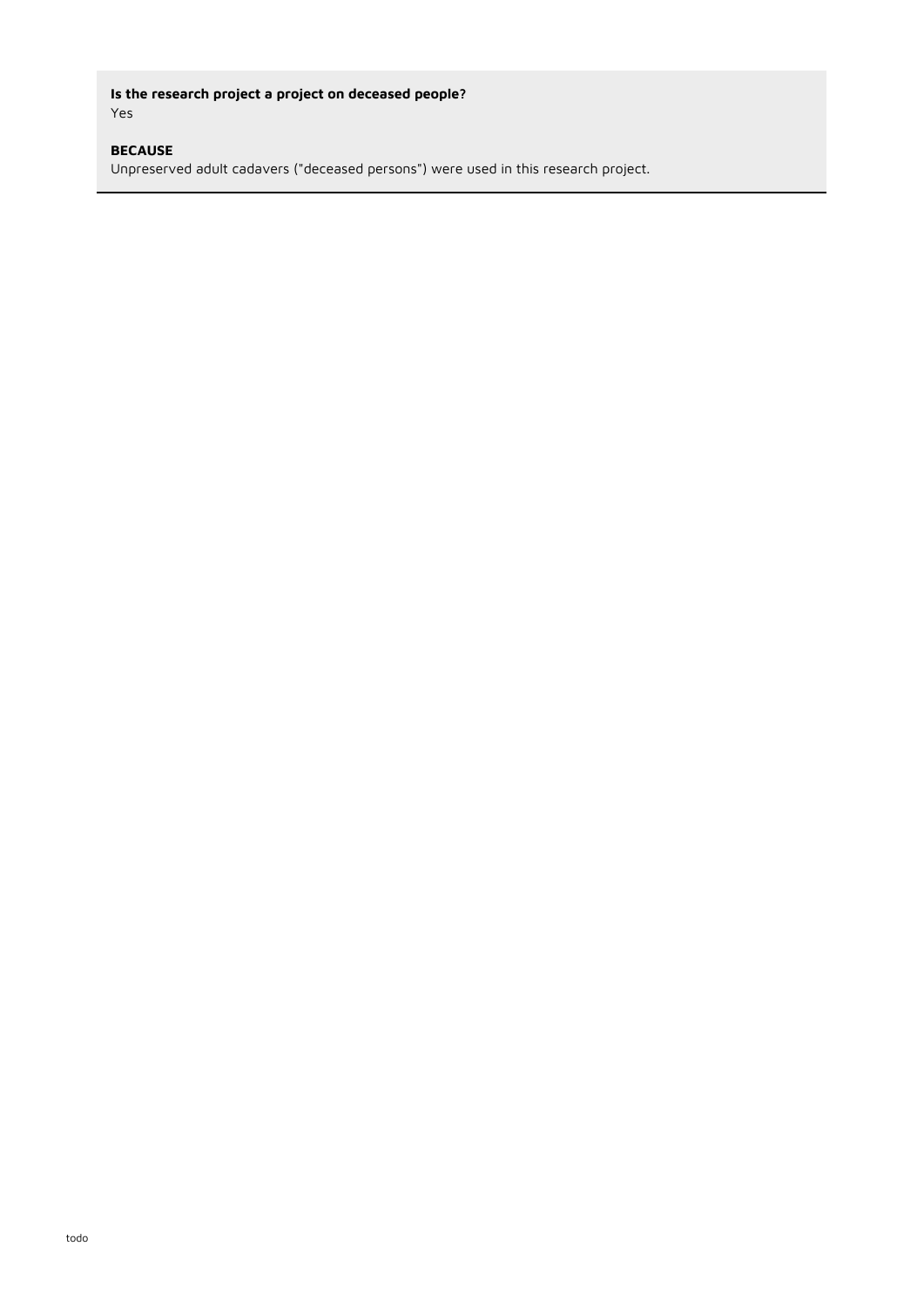**Is the research project a project on deceased people?**
Yes

**BECAUSE**
Unpreserved adult cadavers ("deceased persons") were used in this research project.